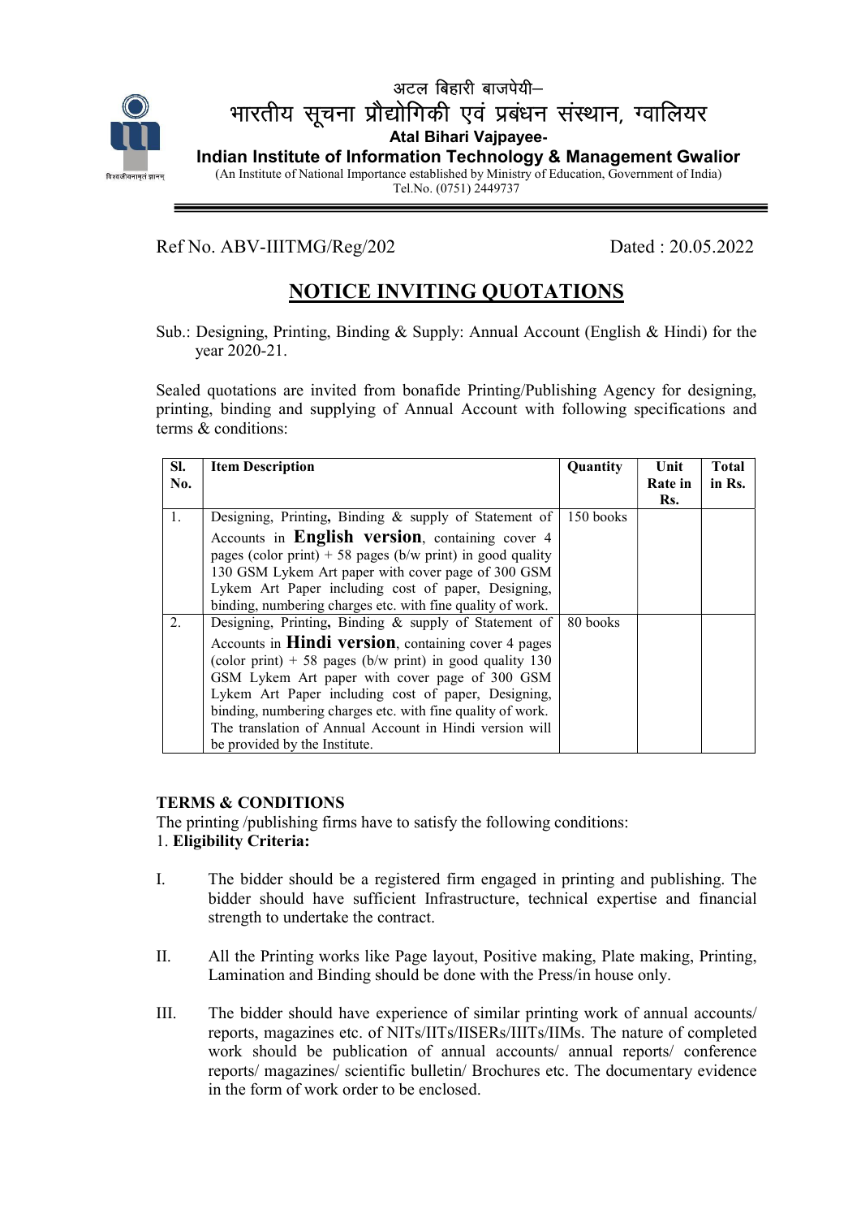अटल बिहारी बाजपेयी–
भारतीय सूचना प्रौद्योगिकी एवं प्रबंधन संस्थान, ग्वालियर

**Atal Bihari Vajpayee-**
**Indian Institute of Information Technology & Management Gwalior**
(An Institute of National Importance established by Ministry of Education, Government of India)
Tel.No. (0751) 2449737

Ref No. ABV-IIITMG/Reg/202 Dated : 20.05.2022

# NOTICE INVITING QUOTATIONS

Sub.: Designing, Printing, Binding & Supply: Annual Account (English & Hindi) for the year 2020-21.

Sealed quotations are invited from bonafide Printing/Publishing Agency for designing, printing, binding and supplying of Annual Account with following specifications and terms & conditions:

| Sl. No. | Item Description | Quantity | Unit Rate in Rs. | Total in Rs. |
|---|---|---|---|---|
| 1. | Designing, Printing, Binding & supply of Statement of Accounts in **English version**, containing cover 4 pages (color print) + 58 pages (b/w print) in good quality 130 GSM Lykem Art paper with cover page of 300 GSM Lykem Art Paper including cost of paper, Designing, binding, numbering charges etc. with fine quality of work. | 150 books | | |
| 2. | Designing, Printing, Binding & supply of Statement of Accounts in **Hindi version**, containing cover 4 pages (color print) + 58 pages (b/w print) in good quality 130 GSM Lykem Art paper with cover page of 300 GSM Lykem Art Paper including cost of paper, Designing, binding, numbering charges etc. with fine quality of work. The translation of Annual Account in Hindi version will be provided by the Institute. | 80 books | | |

**TERMS & CONDITIONS**

The printing /publishing firms have to satisfy the following conditions:

1. **Eligibility Criteria:**

I. The bidder should be a registered firm engaged in printing and publishing. The bidder should have sufficient Infrastructure, technical expertise and financial strength to undertake the contract.

II. All the Printing works like Page layout, Positive making, Plate making, Printing, Lamination and Binding should be done with the Press/in house only.

III. The bidder should have experience of similar printing work of annual accounts/ reports, magazines etc. of NITs/IITs/IISERs/IIITs/IIMs. The nature of completed work should be publication of annual accounts/ annual reports/ conference reports/ magazines/ scientific bulletin/ Brochures etc. The documentary evidence in the form of work order to be enclosed.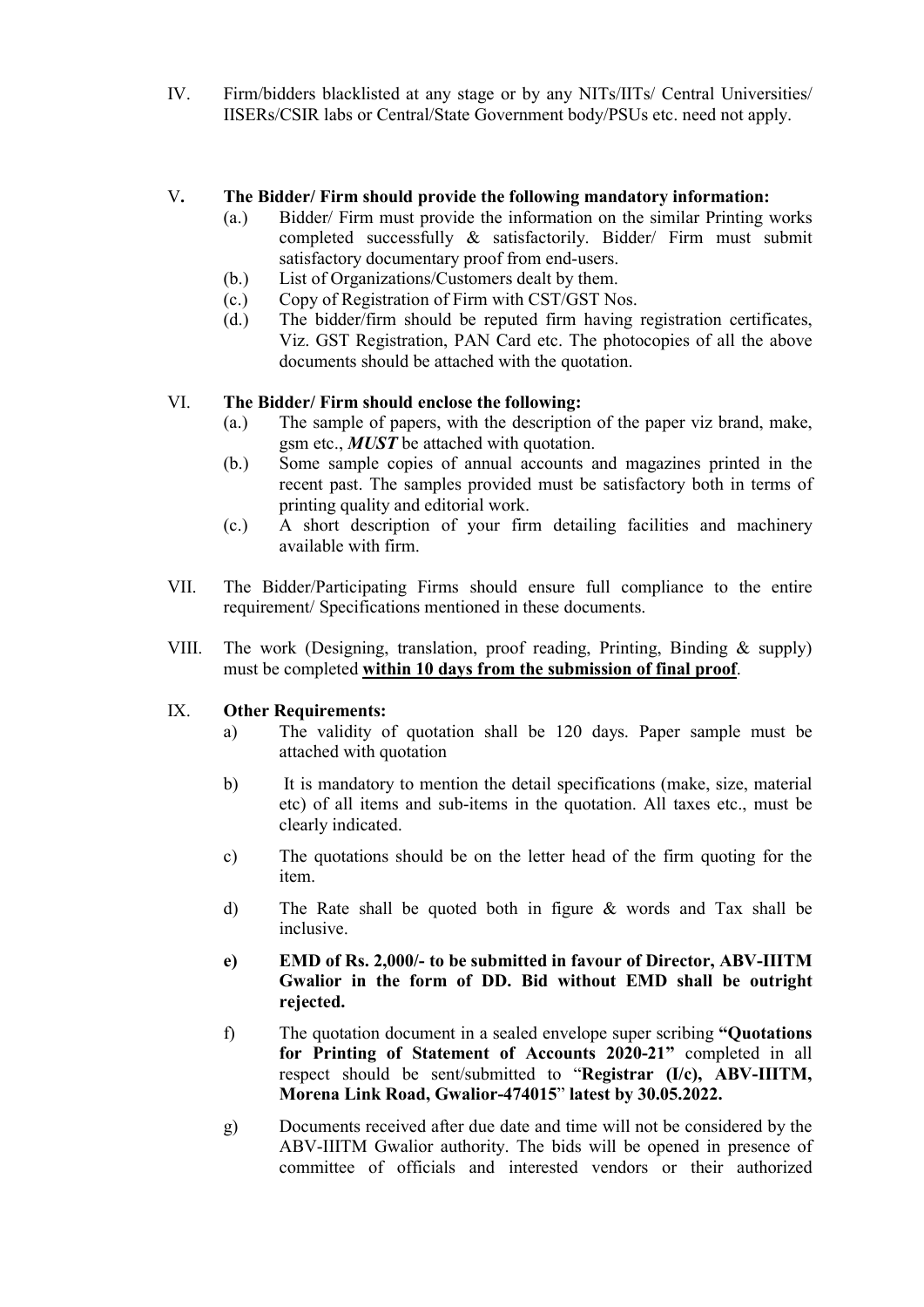IV. Firm/bidders blacklisted at any stage or by any NITs/IITs/ Central Universities/ IISERs/CSIR labs or Central/State Government body/PSUs etc. need not apply.

V. **The Bidder/ Firm should provide the following mandatory information:**

- (a.) Bidder/ Firm must provide the information on the similar Printing works completed successfully & satisfactorily. Bidder/ Firm must submit satisfactory documentary proof from end-users.
- (b.) List of Organizations/Customers dealt by them.
- (c.) Copy of Registration of Firm with CST/GST Nos.
- (d.) The bidder/firm should be reputed firm having registration certificates, Viz. GST Registration, PAN Card etc. The photocopies of all the above documents should be attached with the quotation.

VI. **The Bidder/ Firm should enclose the following:**

- (a.) The sample of papers, with the description of the paper viz brand, make, gsm etc., ***MUST*** be attached with quotation.
- (b.) Some sample copies of annual accounts and magazines printed in the recent past. The samples provided must be satisfactory both in terms of printing quality and editorial work.
- (c.) A short description of your firm detailing facilities and machinery available with firm.

VII. The Bidder/Participating Firms should ensure full compliance to the entire requirement/ Specifications mentioned in these documents.

VIII. The work (Designing, translation, proof reading, Printing, Binding & supply) must be completed **<u>within 10 days from the submission of final proof</u>**.

IX. **Other Requirements:**

- a) The validity of quotation shall be 120 days. Paper sample must be attached with quotation
- b) It is mandatory to mention the detail specifications (make, size, material etc) of all items and sub-items in the quotation. All taxes etc., must be clearly indicated.
- c) The quotations should be on the letter head of the firm quoting for the item.
- d) The Rate shall be quoted both in figure & words and Tax shall be inclusive.
- **e) EMD of Rs. 2,000/- to be submitted in favour of Director, ABV-IIITM Gwalior in the form of DD. Bid without EMD shall be outright rejected.**
- f) The quotation document in a sealed envelope super scribing **"Quotations for Printing of Statement of Accounts 2020-21"** completed in all respect should be sent/submitted to "**Registrar (I/c), ABV-IIITM, Morena Link Road, Gwalior-474015**" **latest by 30.05.2022.**
- g) Documents received after due date and time will not be considered by the ABV-IIITM Gwalior authority. The bids will be opened in presence of committee of officials and interested vendors or their authorized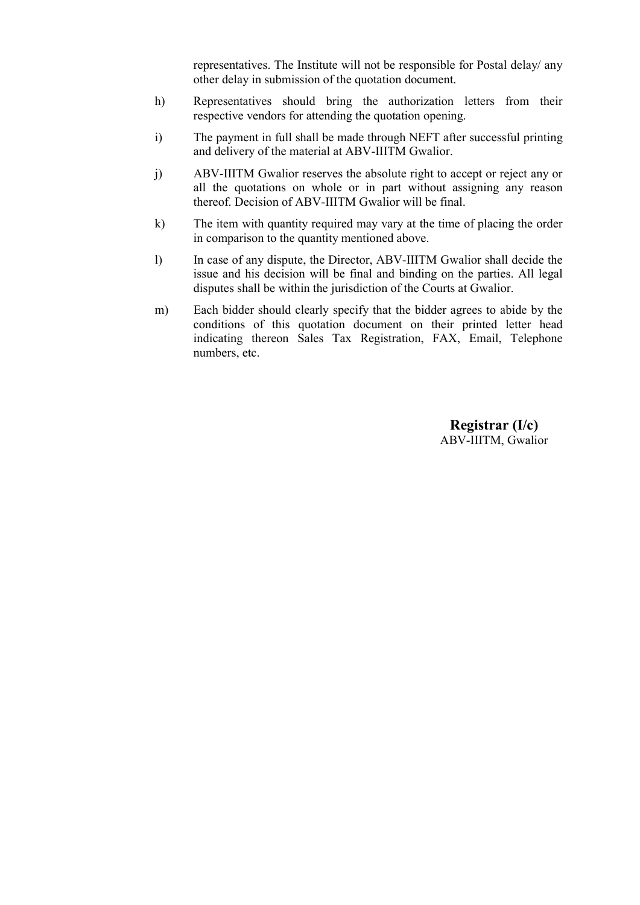representatives. The Institute will not be responsible for Postal delay/ any other delay in submission of the quotation document.

h) Representatives should bring the authorization letters from their respective vendors for attending the quotation opening.

i) The payment in full shall be made through NEFT after successful printing and delivery of the material at ABV-IIITM Gwalior.

j) ABV-IIITM Gwalior reserves the absolute right to accept or reject any or all the quotations on whole or in part without assigning any reason thereof. Decision of ABV-IIITM Gwalior will be final.

k) The item with quantity required may vary at the time of placing the order in comparison to the quantity mentioned above.

l) In case of any dispute, the Director, ABV-IIITM Gwalior shall decide the issue and his decision will be final and binding on the parties. All legal disputes shall be within the jurisdiction of the Courts at Gwalior.

m) Each bidder should clearly specify that the bidder agrees to abide by the conditions of this quotation document on their printed letter head indicating thereon Sales Tax Registration, FAX, Email, Telephone numbers, etc.

**Registrar (I/c)**
ABV-IIITM, Gwalior